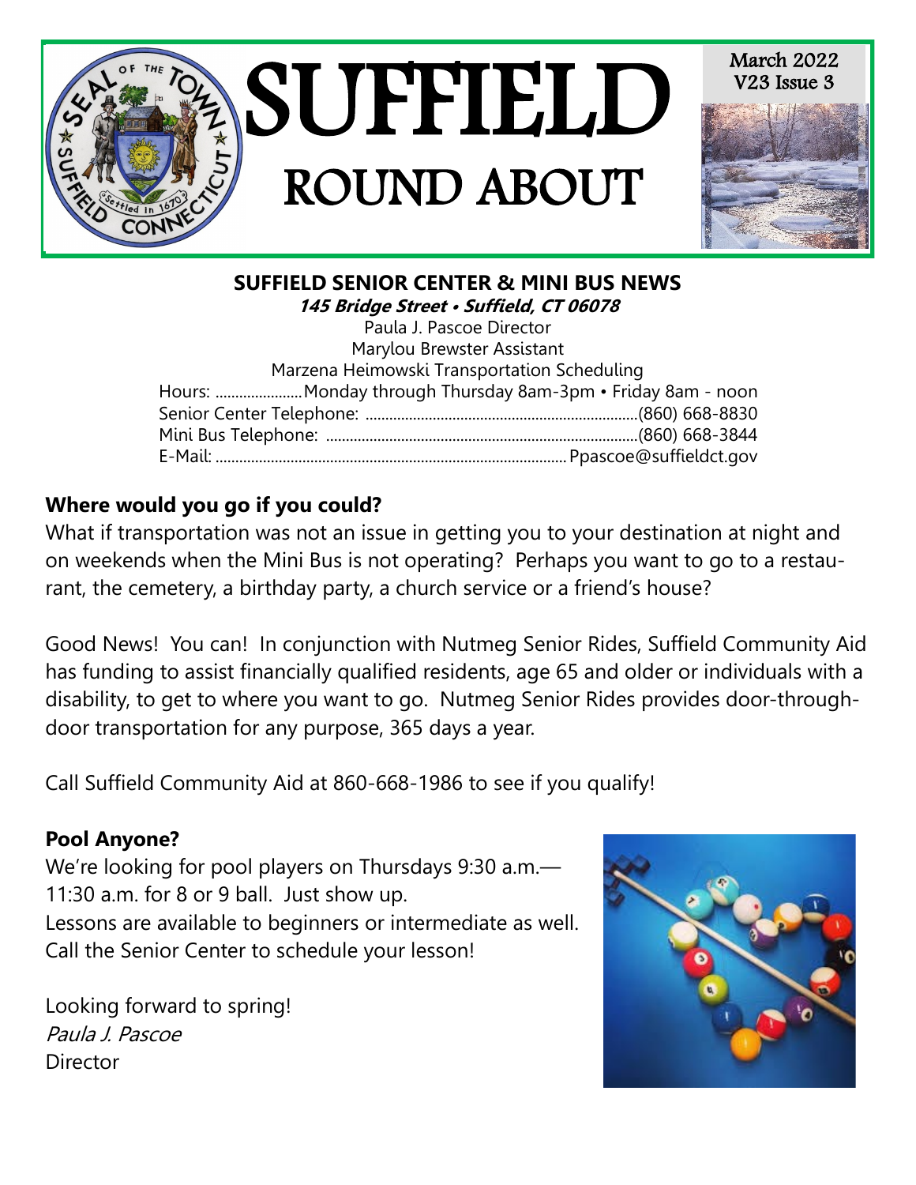# SUFFIELD ROUND ABOUT

March 2022
V23 Issue 3

## SUFFIELD SENIOR CENTER & MINI BUS NEWS

***145 Bridge Street • Suffield, CT 06078***

Paula J. Pascoe Director
Marylou Brewster Assistant
Marzena Heimowski Transportation Scheduling

Hours: ...................... Monday through Thursday 8am-3pm • Friday 8am - noon
Senior Center Telephone: ........................................................................(860) 668-8830
Mini Bus Telephone: .................................................................................(860) 668-3844
E-Mail: ......................................................................................... Ppascoe@suffieldct.gov

**Where would you go if you could?**

What if transportation was not an issue in getting you to your destination at night and on weekends when the Mini Bus is not operating? Perhaps you want to go to a restaurant, the cemetery, a birthday party, a church service or a friend's house?

Good News! You can! In conjunction with Nutmeg Senior Rides, Suffield Community Aid has funding to assist financially qualified residents, age 65 and older or individuals with a disability, to get to where you want to go. Nutmeg Senior Rides provides door-through-door transportation for any purpose, 365 days a year.

Call Suffield Community Aid at 860-668-1986 to see if you qualify!

**Pool Anyone?**

We're looking for pool players on Thursdays 9:30 a.m.—11:30 a.m. for 8 or 9 ball. Just show up.
Lessons are available to beginners or intermediate as well. Call the Senior Center to schedule your lesson!

Looking forward to spring!
*Paula J. Pascoe*
Director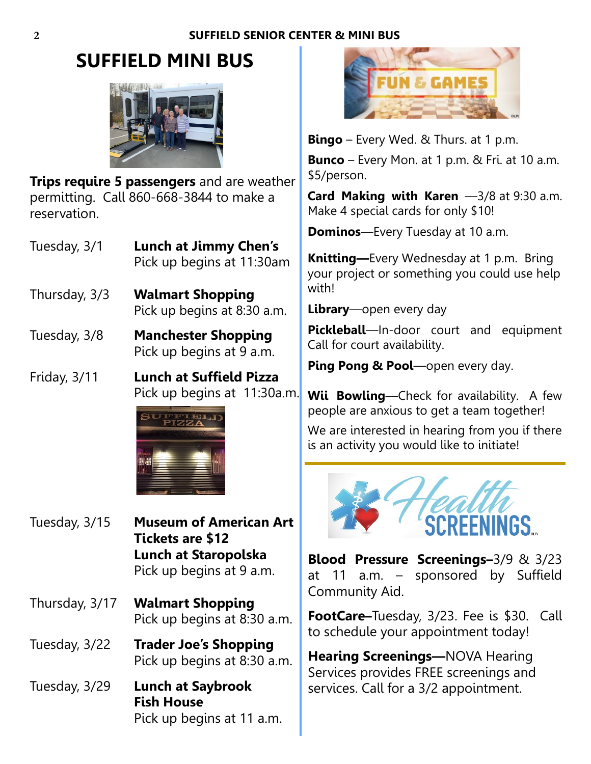# SUFFIELD MINI BUS

**Trips require 5 passengers** and are weather permitting. Call 860-668-3844 to make a reservation.

Tuesday, 3/1 — **Lunch at Jimmy Chen's**
Pick up begins at 11:30am

Thursday, 3/3 — **Walmart Shopping**
Pick up begins at 8:30 a.m.

Tuesday, 3/8 — **Manchester Shopping**
Pick up begins at 9 a.m.

Friday, 3/11 — **Lunch at Suffield Pizza**
Pick up begins at 11:30a.m.

Tuesday, 3/15 — **Museum of American Art**
**Tickets are $12**
**Lunch at Staropolska**
Pick up begins at 9 a.m.

Thursday, 3/17 — **Walmart Shopping**
Pick up begins at 8:30 a.m.

Tuesday, 3/22 — **Trader Joe's Shopping**
Pick up begins at 8:30 a.m.

Tuesday, 3/29 — **Lunch at Saybrook Fish House**
Pick up begins at 11 a.m.

## FUN & GAMES

**Bingo** – Every Wed. & Thurs. at 1 p.m.

**Bunco** – Every Mon. at 1 p.m. & Fri. at 10 a.m. $5/person.

**Card Making with Karen** —3/8 at 9:30 a.m. Make 4 special cards for only $10!

**Dominos**—Every Tuesday at 10 a.m.

**Knitting—**Every Wednesday at 1 p.m. Bring your project or something you could use help with!

**Library**—open every day

**Pickleball**—In-door court and equipment Call for court availability.

**Ping Pong & Pool**—open every day.

**Wii Bowling**—Check for availability. A few people are anxious to get a team together!

We are interested in hearing from you if there is an activity you would like to initiate!

## Health SCREENINGS

**Blood Pressure Screenings–**3/9 & 3/23 at 11 a.m. – sponsored by Suffield Community Aid.

**FootCare–**Tuesday, 3/23. Fee is $30. Call to schedule your appointment today!

**Hearing Screenings—**NOVA Hearing Services provides FREE screenings and services. Call for a 3/2 appointment.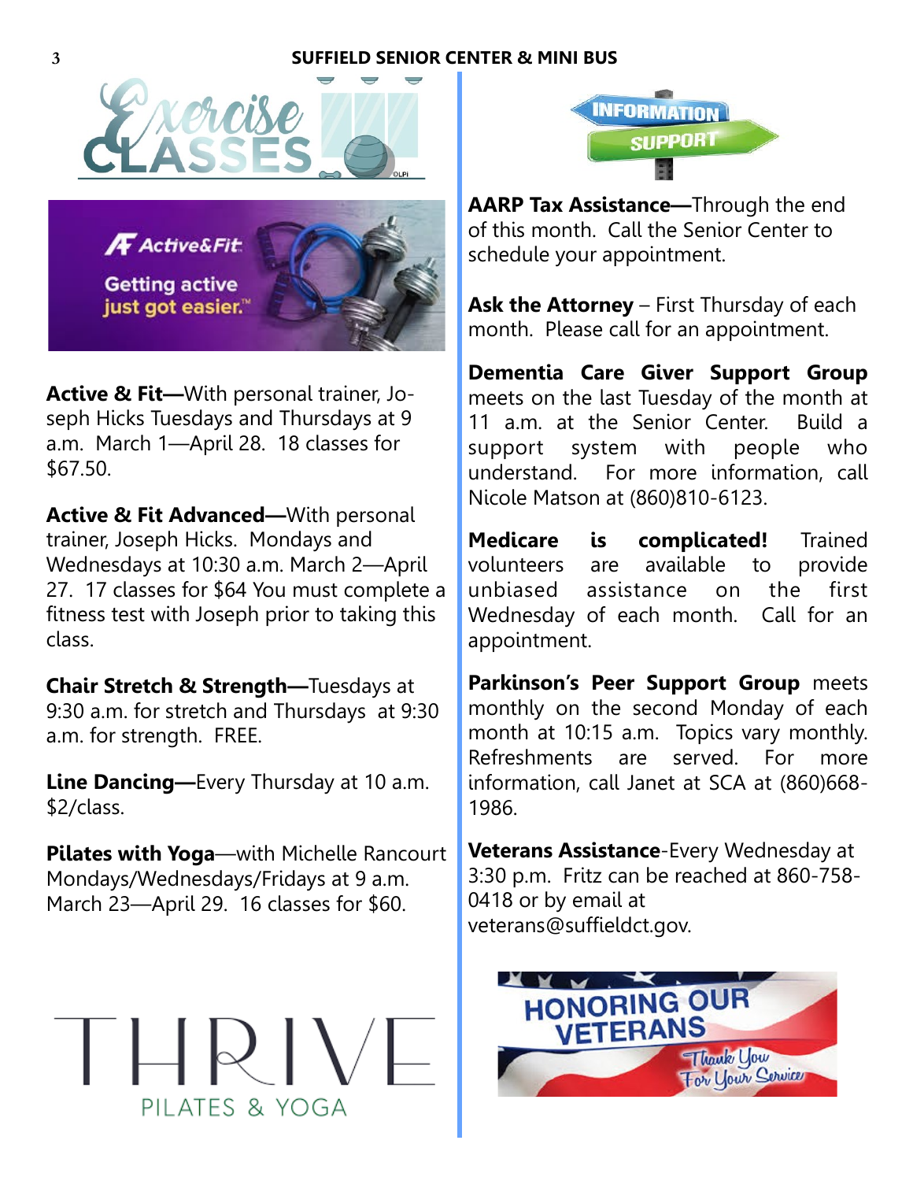# Exercise Classes

Active&Fit

Getting active just got easier.™

**Active & Fit—**With personal trainer, Joseph Hicks Tuesdays and Thursdays at 9 a.m. March 1—April 28. 18 classes for $67.50.

**Active & Fit Advanced—**With personal trainer, Joseph Hicks. Mondays and Wednesdays at 10:30 a.m. March 2—April 27. 17 classes for $64 You must complete a fitness test with Joseph prior to taking this class.

**Chair Stretch & Strength—**Tuesdays at 9:30 a.m. for stretch and Thursdays at 9:30 a.m. for strength. FREE.

**Line Dancing—**Every Thursday at 10 a.m. $2/class.

**Pilates with Yoga**—with Michelle Rancourt Mondays/Wednesdays/Fridays at 9 a.m. March 23—April 29. 16 classes for $60.

THRIVE

PILATES & YOGA

# Information Support

**AARP Tax Assistance—**Through the end of this month. Call the Senior Center to schedule your appointment.

**Ask the Attorney** – First Thursday of each month. Please call for an appointment.

**Dementia Care Giver Support Group** meets on the last Tuesday of the month at 11 a.m. at the Senior Center. Build a support system with people who understand. For more information, call Nicole Matson at (860)810-6123.

**Medicare is complicated!** Trained volunteers are available to provide unbiased assistance on the first Wednesday of each month. Call for an appointment.

**Parkinson's Peer Support Group** meets monthly on the second Monday of each month at 10:15 a.m. Topics vary monthly. Refreshments are served. For more information, call Janet at SCA at (860)668-1986.

**Veterans Assistance**-Every Wednesday at 3:30 p.m. Fritz can be reached at 860-758-0418 or by email at veterans@suffieldct.gov.

HONORING OUR VETERANS

Thank You For Your Service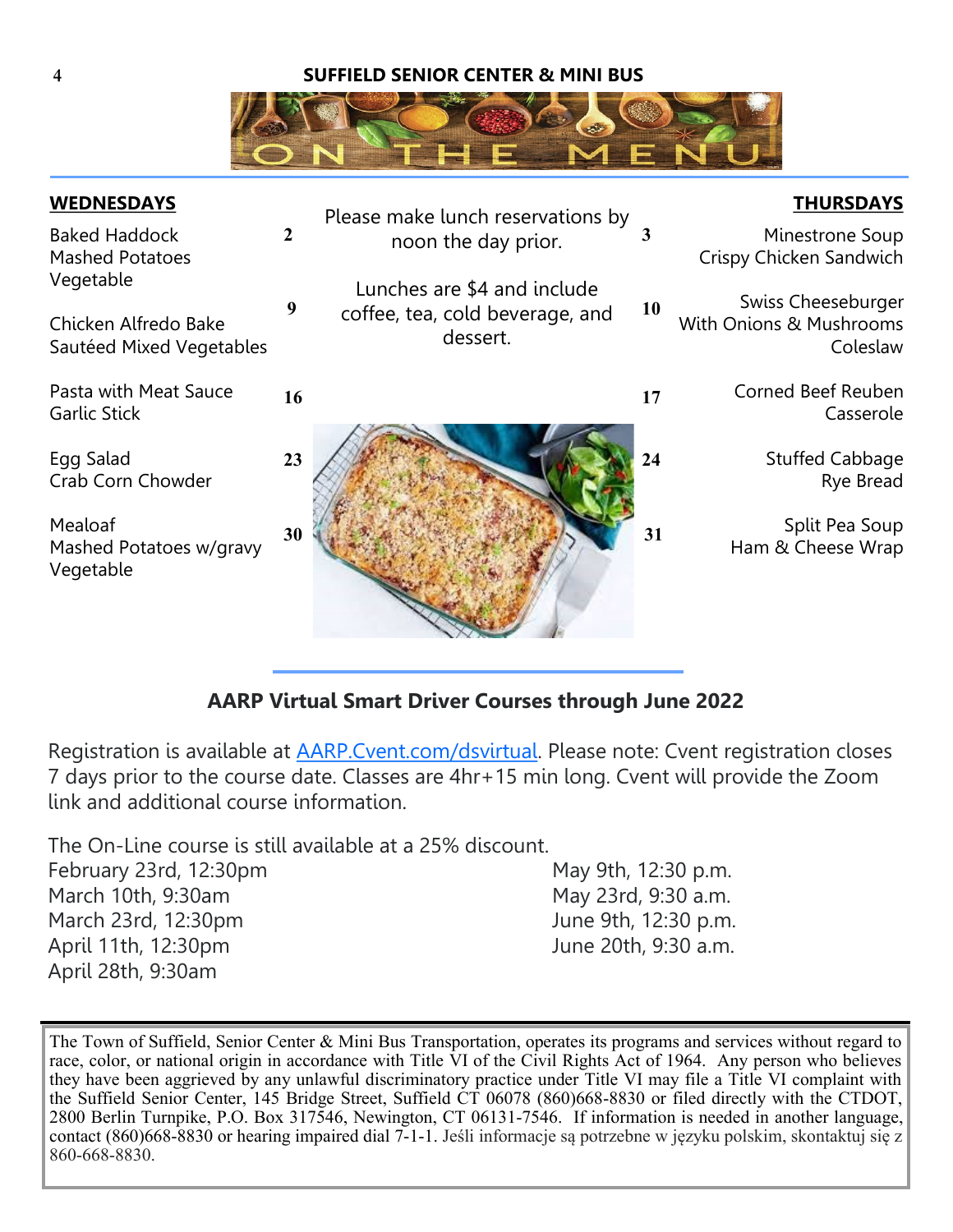SUFFIELD SENIOR CENTER & MINI BUS

# ON THE MENU

Please make lunch reservations by noon the day prior.

Lunches are $4 and include coffee, tea, cold beverage, and dessert.

| WEDNESDAYS | | | THURSDAYS |
|---|---|---|---|
| Baked Haddock<br>Mashed Potatoes<br>Vegetable | 2 | 3 | Minestrone Soup<br>Crispy Chicken Sandwich |
| Chicken Alfredo Bake<br>Sautéed Mixed Vegetables | 9 | 10 | Swiss Cheeseburger<br>With Onions & Mushrooms<br>Coleslaw |
| Pasta with Meat Sauce<br>Garlic Stick | 16 | 17 | Corned Beef Reuben<br>Casserole |
| Egg Salad<br>Crab Corn Chowder | 23 | 24 | Stuffed Cabbage<br>Rye Bread |
| Mealoaf<br>Mashed Potatoes w/gravy<br>Vegetable | 30 | 31 | Split Pea Soup<br>Ham & Cheese Wrap |

## AARP Virtual Smart Driver Courses through June 2022

Registration is available at AARP.Cvent.com/dsvirtual. Please note: Cvent registration closes 7 days prior to the course date. Classes are 4hr+15 min long. Cvent will provide the Zoom link and additional course information.

The On-Line course is still available at a 25% discount.

February 23rd, 12:30pm
March 10th, 9:30am
March 23rd, 12:30pm
April 11th, 12:30pm
April 28th, 9:30am
May 9th, 12:30 p.m.
May 23rd, 9:30 a.m.
June 9th, 12:30 p.m.
June 20th, 9:30 a.m.

The Town of Suffield, Senior Center & Mini Bus Transportation, operates its programs and services without regard to race, color, or national origin in accordance with Title VI of the Civil Rights Act of 1964. Any person who believes they have been aggrieved by any unlawful discriminatory practice under Title VI may file a Title VI complaint with the Suffield Senior Center, 145 Bridge Street, Suffield CT 06078 (860)668-8830 or filed directly with the CTDOT, 2800 Berlin Turnpike, P.O. Box 317546, Newington, CT 06131-7546. If information is needed in another language, contact (860)668-8830 or hearing impaired dial 7-1-1. Jeśli informacje są potrzebne w języku polskim, skontaktuj się z 860-668-8830.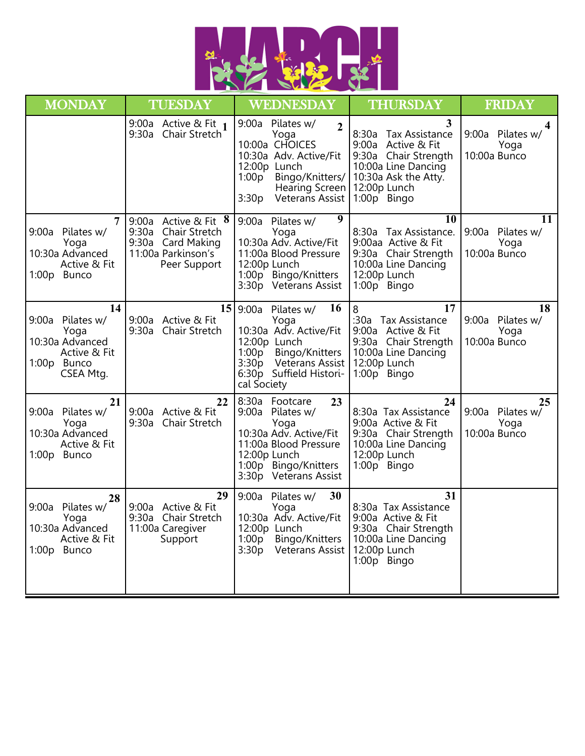# MARCH

| MONDAY | TUESDAY | WEDNESDAY | THURSDAY | FRIDAY |
|---|---|---|---|---|
| | **1**<br>9:00a Active & Fit<br>9:30a Chair Stretch | **2**<br>9:00a Pilates w/ Yoga<br>10:00a CHOICES<br>10:30a Adv. Active/Fit<br>12:00p Lunch<br>1:00p Bingo/Knitters/ Hearing Screen<br>3:30p Veterans Assist | **3**<br>8:30a Tax Assistance<br>9:00a Active & Fit<br>9:30a Chair Strength<br>10:00a Line Dancing<br>10:30a Ask the Atty.<br>12:00p Lunch<br>1:00p Bingo | **4**<br>9:00a Pilates w/ Yoga<br>10:00a Bunco |
| **7**<br>9:00a Pilates w/ Yoga<br>10:30a Advanced Active & Fit<br>1:00p Bunco | **8**<br>9:00a Active & Fit<br>9:30a Chair Stretch<br>9:30a Card Making<br>11:00a Parkinson's Peer Support | **9**<br>9:00a Pilates w/ Yoga<br>10:30a Adv. Active/Fit<br>11:00a Blood Pressure<br>12:00p Lunch<br>1:00p Bingo/Knitters<br>3:30p Veterans Assist | **10**<br>8:30a Tax Assistance.<br>9:00aa Active & Fit<br>9:30a Chair Strength<br>10:00a Line Dancing<br>12:00p Lunch<br>1:00p Bingo | **11**<br>9:00a Pilates w/ Yoga<br>10:00a Bunco |
| **14**<br>9:00a Pilates w/ Yoga<br>10:30a Advanced Active & Fit<br>1:00p Bunco CSEA Mtg. | **15**<br>9:00a Active & Fit<br>9:30a Chair Stretch | **16**<br>9:00a Pilates w/ Yoga<br>10:30a Adv. Active/Fit<br>12:00p Lunch<br>1:00p Bingo/Knitters<br>3:30p Veterans Assist<br>6:30p Suffield Histori-cal Society | **17**<br>8 :30a Tax Assistance<br>9:00a Active & Fit<br>9:30a Chair Strength<br>10:00a Line Dancing<br>12:00p Lunch<br>1:00p Bingo | **18**<br>9:00a Pilates w/ Yoga<br>10:00a Bunco |
| **21**<br>9:00a Pilates w/ Yoga<br>10:30a Advanced Active & Fit<br>1:00p Bunco | **22**<br>9:00a Active & Fit<br>9:30a Chair Stretch | **23**<br>8:30a Footcare<br>9:00a Pilates w/ Yoga<br>10:30a Adv. Active/Fit<br>11:00a Blood Pressure<br>12:00p Lunch<br>1:00p Bingo/Knitters<br>3:30p Veterans Assist | **24**<br>8:30a Tax Assistance<br>9:00a Active & Fit<br>9:30a Chair Strength<br>10:00a Line Dancing<br>12:00p Lunch<br>1:00p Bingo | **25**<br>9:00a Pilates w/ Yoga<br>10:00a Bunco |
| **28**<br>9:00a Pilates w/ Yoga<br>10:30a Advanced Active & Fit<br>1:00p Bunco | **29**<br>9:00a Active & Fit<br>9:30a Chair Stretch<br>11:00a Caregiver Support | **30**<br>9:00a Pilates w/ Yoga<br>10:30a Adv. Active/Fit<br>12:00p Lunch<br>1:00p Bingo/Knitters<br>3:30p Veterans Assist | **31**<br>8:30a Tax Assistance<br>9:00a Active & Fit<br>9:30a Chair Strength<br>10:00a Line Dancing<br>12:00p Lunch<br>1:00p Bingo | |